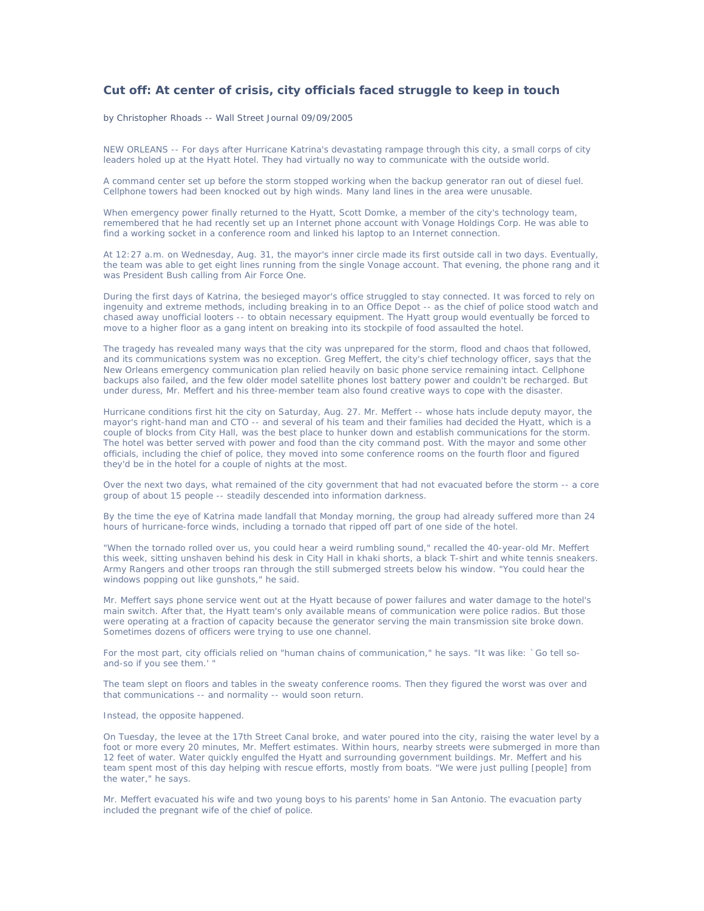# Cut off: At center of crisis, city officials faced struggle to keep in touch

by Christopher Rhoads -- Wall Street Journal 09/09/2005

NEW ORLEANS -- For days after Hurricane Katrina's devastating rampage through this city, a small corps of city leaders holed up at the Hyatt Hotel. They had virtually no way to communicate with the outside world.

A command center set up before the storm stopped working when the backup generator ran out of diesel fuel. Cellphone towers had been knocked out by high winds. Many land lines in the area were unusable.

When emergency power finally returned to the Hyatt, Scott Domke, a member of the city's technology team, remembered that he had recently set up an Internet phone account with Vonage Holdings Corp. He was able to find a working socket in a conference room and linked his laptop to an Internet connection.

At 12:27 a.m. on Wednesday, Aug. 31, the mayor's inner circle made its first outside call in two days. Eventually, the team was able to get eight lines running from the single Vonage account. That evening, the phone rang and it was President Bush calling from Air Force One.

During the first days of Katrina, the besieged mayor's office struggled to stay connected. It was forced to rely on ingenuity and extreme methods, including breaking in to an Office Depot -- as the chief of police stood watch and chased away unofficial looters -- to obtain necessary equipment. The Hyatt group would eventually be forced to move to a higher floor as a gang intent on breaking into its stockpile of food assaulted the hotel.

The tragedy has revealed many ways that the city was unprepared for the storm, flood and chaos that followed, and its communications system was no exception. Greg Meffert, the city's chief technology officer, says that the New Orleans emergency communication plan relied heavily on basic phone service remaining intact. Cellphone backups also failed, and the few older model satellite phones lost battery power and couldn't be recharged. But under duress, Mr. Meffert and his three-member team also found creative ways to cope with the disaster.

Hurricane conditions first hit the city on Saturday, Aug. 27. Mr. Meffert -- whose hats include deputy mayor, the mayor's right-hand man and CTO -- and several of his team and their families had decided the Hyatt, which is a couple of blocks from City Hall, was the best place to hunker down and establish communications for the storm. The hotel was better served with power and food than the city command post. With the mayor and some other officials, including the chief of police, they moved into some conference rooms on the fourth floor and figured they'd be in the hotel for a couple of nights at the most.

Over the next two days, what remained of the city government that had not evacuated before the storm -- a core group of about 15 people -- steadily descended into information darkness.

By the time the eye of Katrina made landfall that Monday morning, the group had already suffered more than 24 hours of hurricane-force winds, including a tornado that ripped off part of one side of the hotel.

"When the tornado rolled over us, you could hear a weird rumbling sound," recalled the 40-year-old Mr. Meffert this week, sitting unshaven behind his desk in City Hall in khaki shorts, a black T-shirt and white tennis sneakers. Army Rangers and other troops ran through the still submerged streets below his window. "You could hear the windows popping out like gunshots," he said.

Mr. Meffert says phone service went out at the Hyatt because of power failures and water damage to the hotel's main switch. After that, the Hyatt team's only available means of communication were police radios. But those were operating at a fraction of capacity because the generator serving the main transmission site broke down. Sometimes dozens of officers were trying to use one channel.

For the most part, city officials relied on "human chains of communication," he says. "It was like: `Go tell so-and-so if you see them.' "

The team slept on floors and tables in the sweaty conference rooms. Then they figured the worst was over and that communications -- and normality -- would soon return.

Instead, the opposite happened.

On Tuesday, the levee at the 17th Street Canal broke, and water poured into the city, raising the water level by a foot or more every 20 minutes, Mr. Meffert estimates. Within hours, nearby streets were submerged in more than 12 feet of water. Water quickly engulfed the Hyatt and surrounding government buildings. Mr. Meffert and his team spent most of this day helping with rescue efforts, mostly from boats. "We were just pulling [people] from the water," he says.

Mr. Meffert evacuated his wife and two young boys to his parents' home in San Antonio. The evacuation party included the pregnant wife of the chief of police.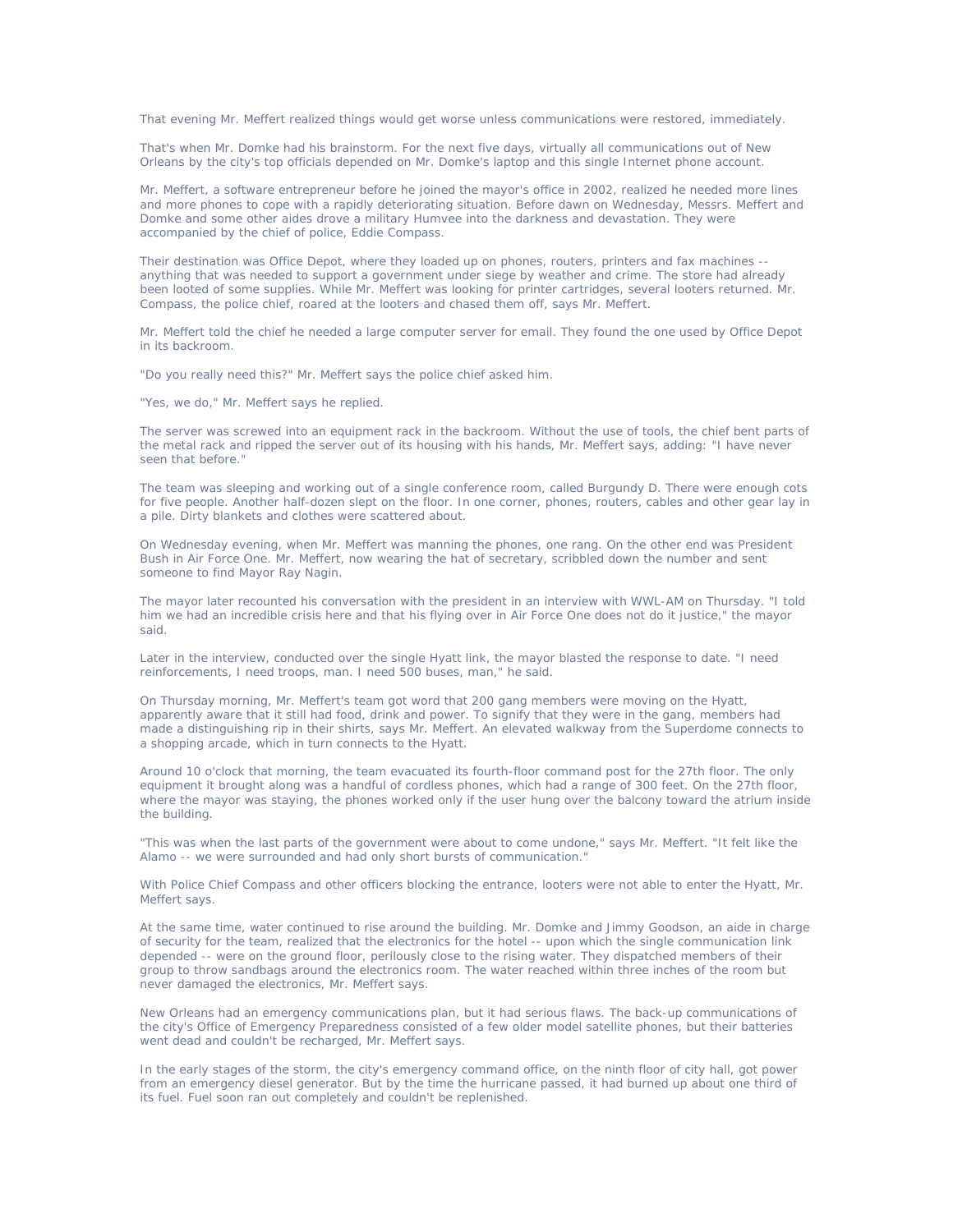That evening Mr. Meffert realized things would get worse unless communications were restored, immediately.

That's when Mr. Domke had his brainstorm. For the next five days, virtually all communications out of New Orleans by the city's top officials depended on Mr. Domke's laptop and this single Internet phone account.

Mr. Meffert, a software entrepreneur before he joined the mayor's office in 2002, realized he needed more lines and more phones to cope with a rapidly deteriorating situation. Before dawn on Wednesday, Messrs. Meffert and Domke and some other aides drove a military Humvee into the darkness and devastation. They were accompanied by the chief of police, Eddie Compass.

Their destination was Office Depot, where they loaded up on phones, routers, printers and fax machines -- anything that was needed to support a government under siege by weather and crime. The store had already been looted of some supplies. While Mr. Meffert was looking for printer cartridges, several looters returned. Mr. Compass, the police chief, roared at the looters and chased them off, says Mr. Meffert.

Mr. Meffert told the chief he needed a large computer server for email. They found the one used by Office Depot in its backroom.

"Do you really need this?" Mr. Meffert says the police chief asked him.

"Yes, we do," Mr. Meffert says he replied.

The server was screwed into an equipment rack in the backroom. Without the use of tools, the chief bent parts of the metal rack and ripped the server out of its housing with his hands, Mr. Meffert says, adding: "I have never seen that before."

The team was sleeping and working out of a single conference room, called Burgundy D. There were enough cots for five people. Another half-dozen slept on the floor. In one corner, phones, routers, cables and other gear lay in a pile. Dirty blankets and clothes were scattered about.

On Wednesday evening, when Mr. Meffert was manning the phones, one rang. On the other end was President Bush in Air Force One. Mr. Meffert, now wearing the hat of secretary, scribbled down the number and sent someone to find Mayor Ray Nagin.

The mayor later recounted his conversation with the president in an interview with WWL-AM on Thursday. "I told him we had an incredible crisis here and that his flying over in Air Force One does not do it justice," the mayor said.

Later in the interview, conducted over the single Hyatt link, the mayor blasted the response to date. "I need reinforcements, I need troops, man. I need 500 buses, man," he said.

On Thursday morning, Mr. Meffert's team got word that 200 gang members were moving on the Hyatt, apparently aware that it still had food, drink and power. To signify that they were in the gang, members had made a distinguishing rip in their shirts, says Mr. Meffert. An elevated walkway from the Superdome connects to a shopping arcade, which in turn connects to the Hyatt.

Around 10 o'clock that morning, the team evacuated its fourth-floor command post for the 27th floor. The only equipment it brought along was a handful of cordless phones, which had a range of 300 feet. On the 27th floor, where the mayor was staying, the phones worked only if the user hung over the balcony toward the atrium inside the building.

"This was when the last parts of the government were about to come undone," says Mr. Meffert. "It felt like the Alamo -- we were surrounded and had only short bursts of communication."

With Police Chief Compass and other officers blocking the entrance, looters were not able to enter the Hyatt, Mr. Meffert says.

At the same time, water continued to rise around the building. Mr. Domke and Jimmy Goodson, an aide in charge of security for the team, realized that the electronics for the hotel -- upon which the single communication link depended -- were on the ground floor, perilously close to the rising water. They dispatched members of their group to throw sandbags around the electronics room. The water reached within three inches of the room but never damaged the electronics, Mr. Meffert says.

New Orleans had an emergency communications plan, but it had serious flaws. The back-up communications of the city's Office of Emergency Preparedness consisted of a few older model satellite phones, but their batteries went dead and couldn't be recharged, Mr. Meffert says.

In the early stages of the storm, the city's emergency command office, on the ninth floor of city hall, got power from an emergency diesel generator. But by the time the hurricane passed, it had burned up about one third of its fuel. Fuel soon ran out completely and couldn't be replenished.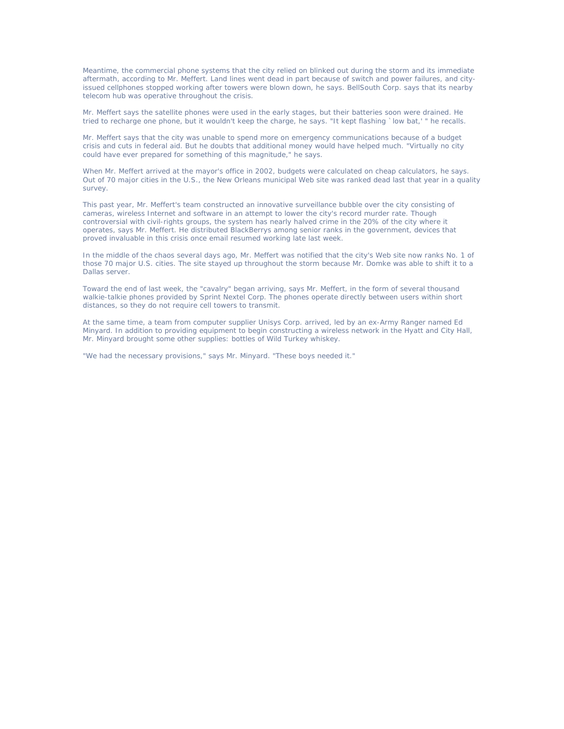Meantime, the commercial phone systems that the city relied on blinked out during the storm and its immediate aftermath, according to Mr. Meffert. Land lines went dead in part because of switch and power failures, and city-issued cellphones stopped working after towers were blown down, he says. BellSouth Corp. says that its nearby telecom hub was operative throughout the crisis.

Mr. Meffert says the satellite phones were used in the early stages, but their batteries soon were drained. He tried to recharge one phone, but it wouldn't keep the charge, he says. "It kept flashing `low bat,' " he recalls.

Mr. Meffert says that the city was unable to spend more on emergency communications because of a budget crisis and cuts in federal aid. But he doubts that additional money would have helped much. "Virtually no city could have ever prepared for something of this magnitude," he says.

When Mr. Meffert arrived at the mayor's office in 2002, budgets were calculated on cheap calculators, he says. Out of 70 major cities in the U.S., the New Orleans municipal Web site was ranked dead last that year in a quality survey.

This past year, Mr. Meffert's team constructed an innovative surveillance bubble over the city consisting of cameras, wireless Internet and software in an attempt to lower the city's record murder rate. Though controversial with civil-rights groups, the system has nearly halved crime in the 20% of the city where it operates, says Mr. Meffert. He distributed BlackBerrys among senior ranks in the government, devices that proved invaluable in this crisis once email resumed working late last week.

In the middle of the chaos several days ago, Mr. Meffert was notified that the city's Web site now ranks No. 1 of those 70 major U.S. cities. The site stayed up throughout the storm because Mr. Domke was able to shift it to a Dallas server.

Toward the end of last week, the "cavalry" began arriving, says Mr. Meffert, in the form of several thousand walkie-talkie phones provided by Sprint Nextel Corp. The phones operate directly between users within short distances, so they do not require cell towers to transmit.

At the same time, a team from computer supplier Unisys Corp. arrived, led by an ex-Army Ranger named Ed Minyard. In addition to providing equipment to begin constructing a wireless network in the Hyatt and City Hall, Mr. Minyard brought some other supplies: bottles of Wild Turkey whiskey.

"We had the necessary provisions," says Mr. Minyard. "These boys needed it."